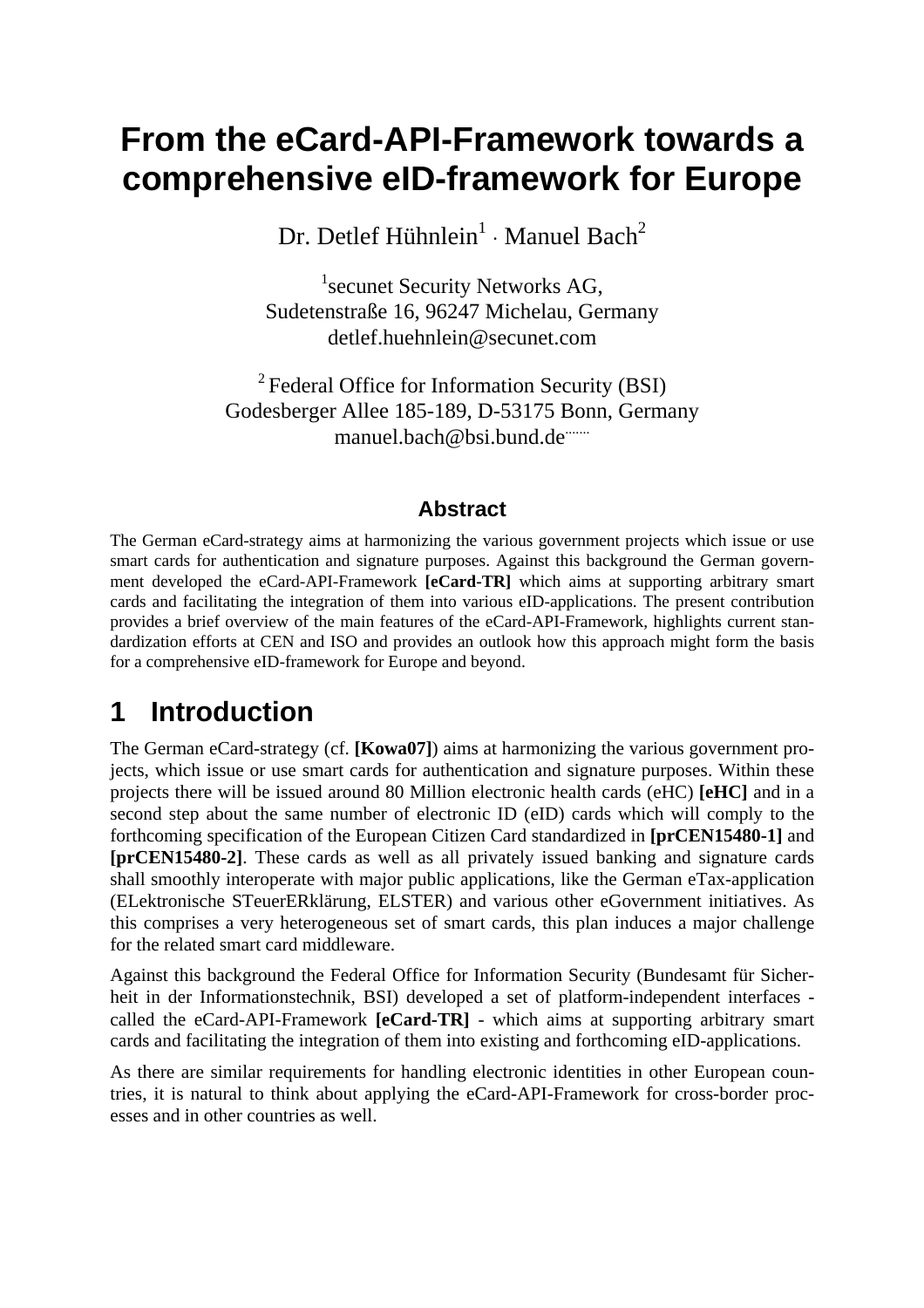# From the eCard-API-Framework towards a comprehensive eID-framework for Europe

Dr. Detlef Hühnlein[1] · Manuel Bach[2]

[1]secunet Security Networks AG,
Sudetenstraße 16, 96247 Michelau, Germany
detlef.huehnlein@secunet.com

[2] Federal Office for Information Security (BSI)
Godesberger Allee 185-189, D-53175 Bonn, Germany
manuel.bach@bsi.bund.de

### Abstract

The German eCard-strategy aims at harmonizing the various government projects which issue or use smart cards for authentication and signature purposes. Against this background the German government developed the eCard-API-Framework **[eCard-TR]** which aims at supporting arbitrary smart cards and facilitating the integration of them into various eID-applications. The present contribution provides a brief overview of the main features of the eCard-API-Framework, highlights current standardization efforts at CEN and ISO and provides an outlook how this approach might form the basis for a comprehensive eID-framework for Europe and beyond.

## 1 Introduction

The German eCard-strategy (cf. **[Kowa07]**) aims at harmonizing the various government projects, which issue or use smart cards for authentication and signature purposes. Within these projects there will be issued around 80 Million electronic health cards (eHC) **[eHC]** and in a second step about the same number of electronic ID (eID) cards which will comply to the forthcoming specification of the European Citizen Card standardized in **[prCEN15480-1]** and **[prCEN15480-2]**. These cards as well as all privately issued banking and signature cards shall smoothly interoperate with major public applications, like the German eTax-application (ELektronische STeuerERklärung, ELSTER) and various other eGovernment initiatives. As this comprises a very heterogeneous set of smart cards, this plan induces a major challenge for the related smart card middleware.

Against this background the Federal Office for Information Security (Bundesamt für Sicherheit in der Informationstechnik, BSI) developed a set of platform-independent interfaces - called the eCard-API-Framework **[eCard-TR]** - which aims at supporting arbitrary smart cards and facilitating the integration of them into existing and forthcoming eID-applications.

As there are similar requirements for handling electronic identities in other European countries, it is natural to think about applying the eCard-API-Framework for cross-border processes and in other countries as well.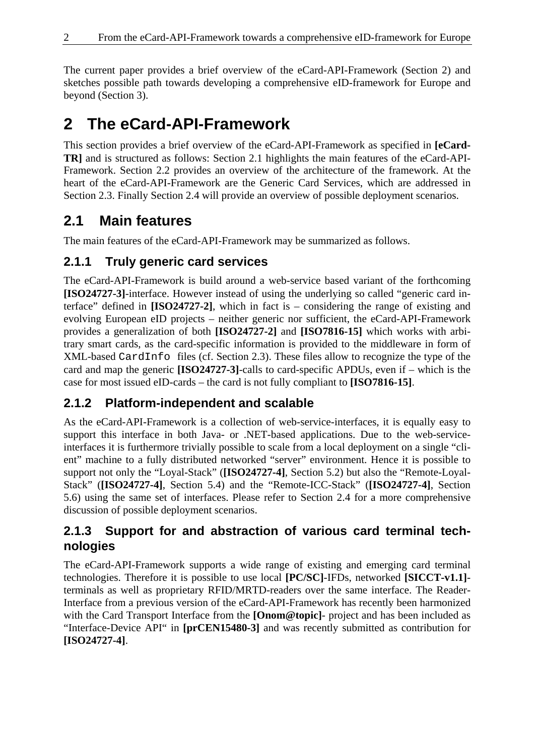The current paper provides a brief overview of the eCard-API-Framework (Section 2) and sketches possible path towards developing a comprehensive eID-framework for Europe and beyond (Section 3).

# 2 The eCard-API-Framework

This section provides a brief overview of the eCard-API-Framework as specified in **[eCard-TR]** and is structured as follows: Section 2.1 highlights the main features of the eCard-API-Framework. Section 2.2 provides an overview of the architecture of the framework. At the heart of the eCard-API-Framework are the Generic Card Services, which are addressed in Section 2.3. Finally Section 2.4 will provide an overview of possible deployment scenarios.

## 2.1 Main features

The main features of the eCard-API-Framework may be summarized as follows.

### 2.1.1 Truly generic card services

The eCard-API-Framework is build around a web-service based variant of the forthcoming **[ISO24727-3]**-interface. However instead of using the underlying so called "generic card interface" defined in **[ISO24727-2]**, which in fact is – considering the range of existing and evolving European eID projects – neither generic nor sufficient, the eCard-API-Framework provides a generalization of both **[ISO24727-2]** and **[ISO7816-15]** which works with arbitrary smart cards, as the card-specific information is provided to the middleware in form of XML-based `CardInfo` files (cf. Section 2.3). These files allow to recognize the type of the card and map the generic **[ISO24727-3]**-calls to card-specific APDUs, even if – which is the case for most issued eID-cards – the card is not fully compliant to **[ISO7816-15]**.

### 2.1.2 Platform-independent and scalable

As the eCard-API-Framework is a collection of web-service-interfaces, it is equally easy to support this interface in both Java- or .NET-based applications. Due to the web-service-interfaces it is furthermore trivially possible to scale from a local deployment on a single "client" machine to a fully distributed networked "server" environment. Hence it is possible to support not only the "Loyal-Stack" (**[ISO24727-4]**, Section 5.2) but also the "Remote-Loyal-Stack" (**[ISO24727-4]**, Section 5.4) and the "Remote-ICC-Stack" (**[ISO24727-4]**, Section 5.6) using the same set of interfaces. Please refer to Section 2.4 for a more comprehensive discussion of possible deployment scenarios.

### 2.1.3 Support for and abstraction of various card terminal technologies

The eCard-API-Framework supports a wide range of existing and emerging card terminal technologies. Therefore it is possible to use local **[PC/SC]**-IFDs, networked **[SICCT-v1.1]**-terminals as well as proprietary RFID/MRTD-readers over the same interface. The Reader-Interface from a previous version of the eCard-API-Framework has recently been harmonized with the Card Transport Interface from the **[Onom@topic]**- project and has been included as "Interface-Device API" in **[prCEN15480-3]** and was recently submitted as contribution for **[ISO24727-4]**.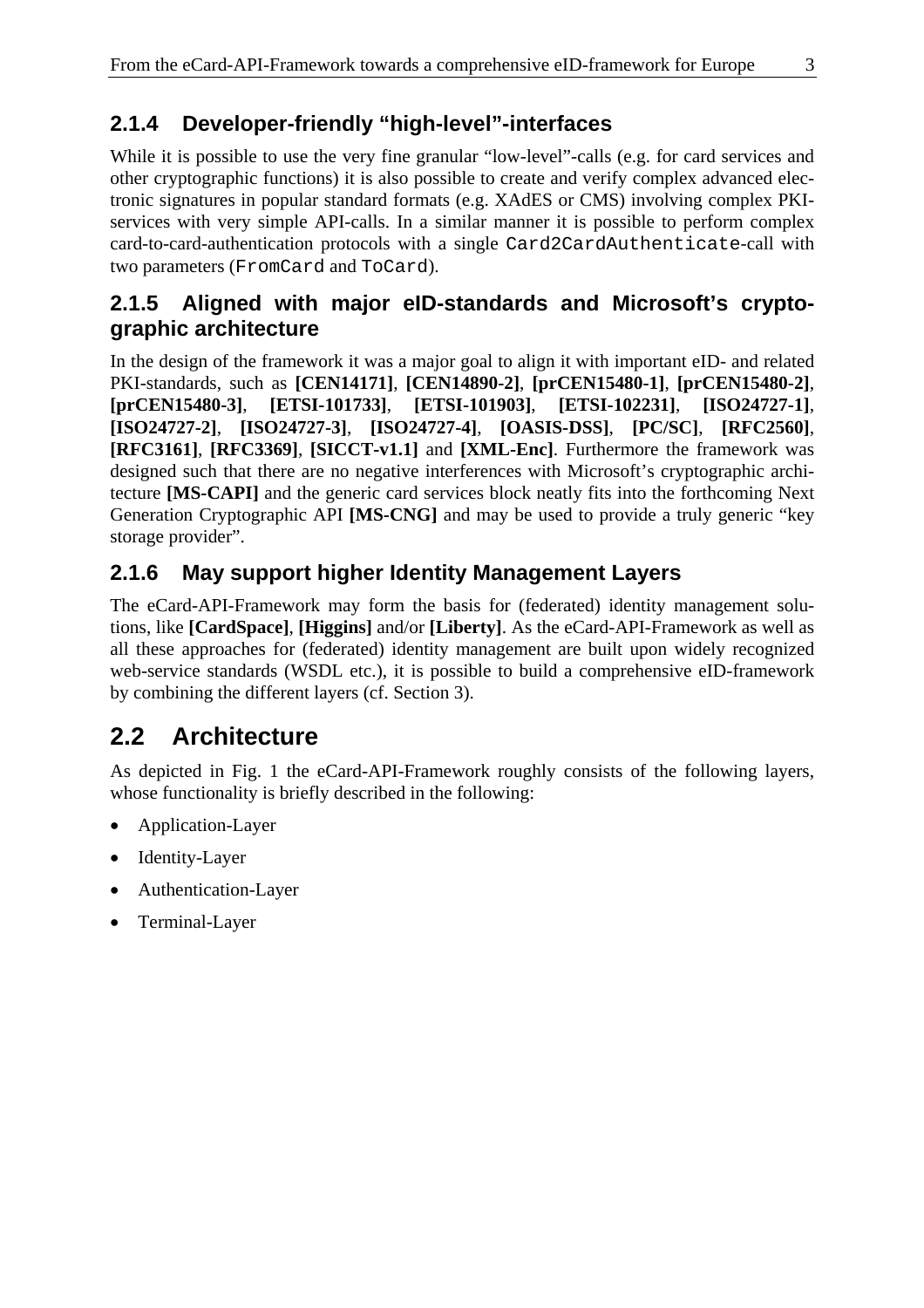### 2.1.4 Developer-friendly "high-level"-interfaces

While it is possible to use the very fine granular "low-level"-calls (e.g. for card services and other cryptographic functions) it is also possible to create and verify complex advanced electronic signatures in popular standard formats (e.g. XAdES or CMS) involving complex PKI-services with very simple API-calls. In a similar manner it is possible to perform complex card-to-card-authentication protocols with a single `Card2CardAuthenticate`-call with two parameters (`FromCard` and `ToCard`).

### 2.1.5 Aligned with major eID-standards and Microsoft's cryptographic architecture

In the design of the framework it was a major goal to align it with important eID- and related PKI-standards, such as **[CEN14171]**, **[CEN14890-2]**, **[prCEN15480-1]**, **[prCEN15480-2]**, **[prCEN15480-3]**, **[ETSI-101733]**, **[ETSI-101903]**, **[ETSI-102231]**, **[ISO24727-1]**, **[ISO24727-2]**, **[ISO24727-3]**, **[ISO24727-4]**, **[OASIS-DSS]**, **[PC/SC]**, **[RFC2560]**, **[RFC3161]**, **[RFC3369]**, **[SICCT-v1.1]** and **[XML-Enc]**. Furthermore the framework was designed such that there are no negative interferences with Microsoft's cryptographic architecture **[MS-CAPI]** and the generic card services block neatly fits into the forthcoming Next Generation Cryptographic API **[MS-CNG]** and may be used to provide a truly generic "key storage provider".

### 2.1.6 May support higher Identity Management Layers

The eCard-API-Framework may form the basis for (federated) identity management solutions, like **[CardSpace]**, **[Higgins]** and/or **[Liberty]**. As the eCard-API-Framework as well as all these approaches for (federated) identity management are built upon widely recognized web-service standards (WSDL etc.), it is possible to build a comprehensive eID-framework by combining the different layers (cf. Section 3).

## 2.2 Architecture

As depicted in Fig. 1 the eCard-API-Framework roughly consists of the following layers, whose functionality is briefly described in the following:

- Application-Layer
- Identity-Layer
- Authentication-Layer
- Terminal-Layer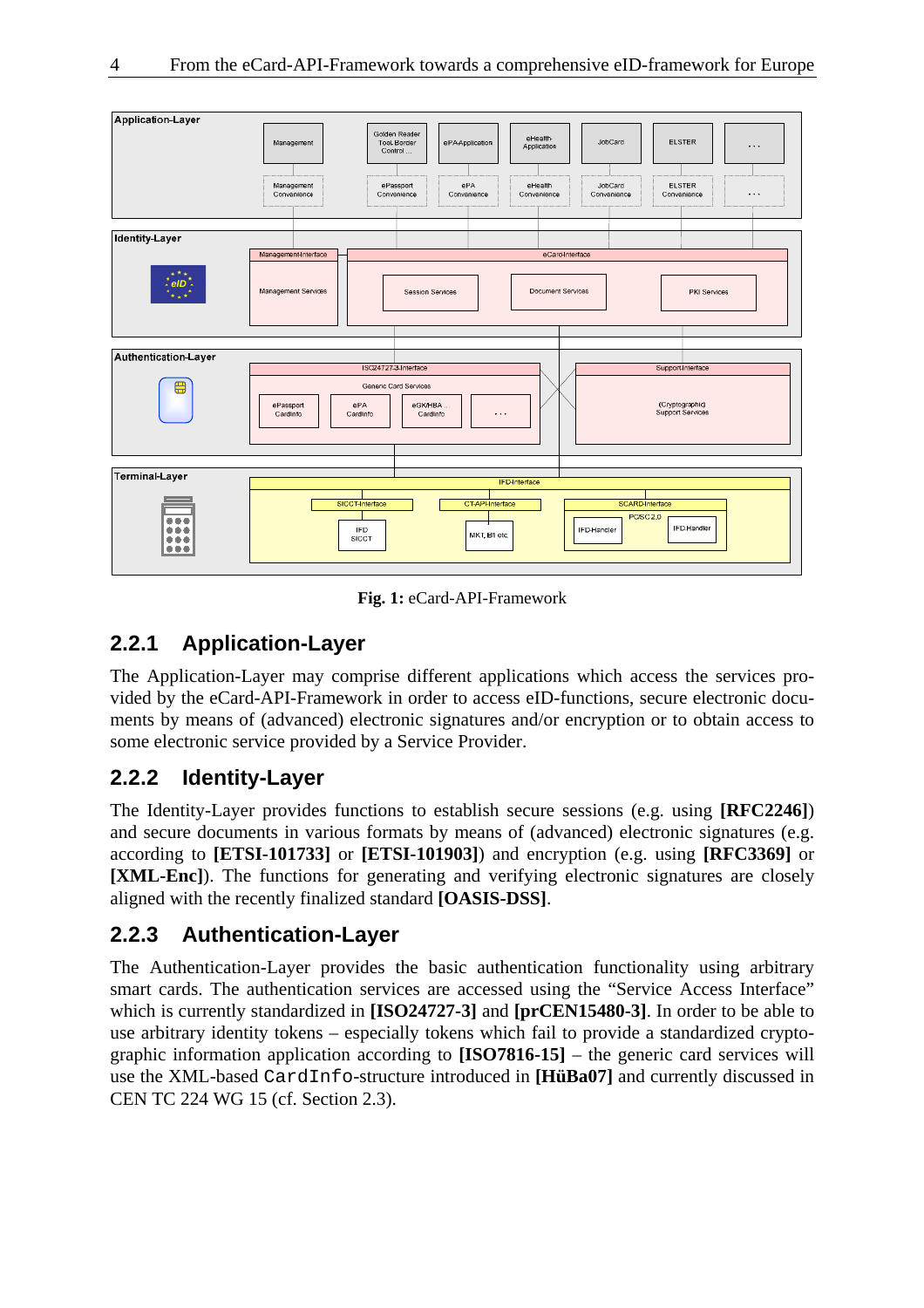**Fig. 1:** eCard-API-Framework

## 2.2.1 Application-Layer

The Application-Layer may comprise different applications which access the services provided by the eCard-API-Framework in order to access eID-functions, secure electronic documents by means of (advanced) electronic signatures and/or encryption or to obtain access to some electronic service provided by a Service Provider.

## 2.2.2 Identity-Layer

The Identity-Layer provides functions to establish secure sessions (e.g. using **[RFC2246]**) and secure documents in various formats by means of (advanced) electronic signatures (e.g. according to **[ETSI-101733]** or **[ETSI-101903]**) and encryption (e.g. using **[RFC3369]** or **[XML-Enc]**). The functions for generating and verifying electronic signatures are closely aligned with the recently finalized standard **[OASIS-DSS]**.

## 2.2.3 Authentication-Layer

The Authentication-Layer provides the basic authentication functionality using arbitrary smart cards. The authentication services are accessed using the "Service Access Interface" which is currently standardized in **[ISO24727-3]** and **[prCEN15480-3]**. In order to be able to use arbitrary identity tokens – especially tokens which fail to provide a standardized cryptographic information application according to **[ISO7816-15]** – the generic card services will use the XML-based `CardInfo`-structure introduced in **[HüBa07]** and currently discussed in CEN TC 224 WG 15 (cf. Section 2.3).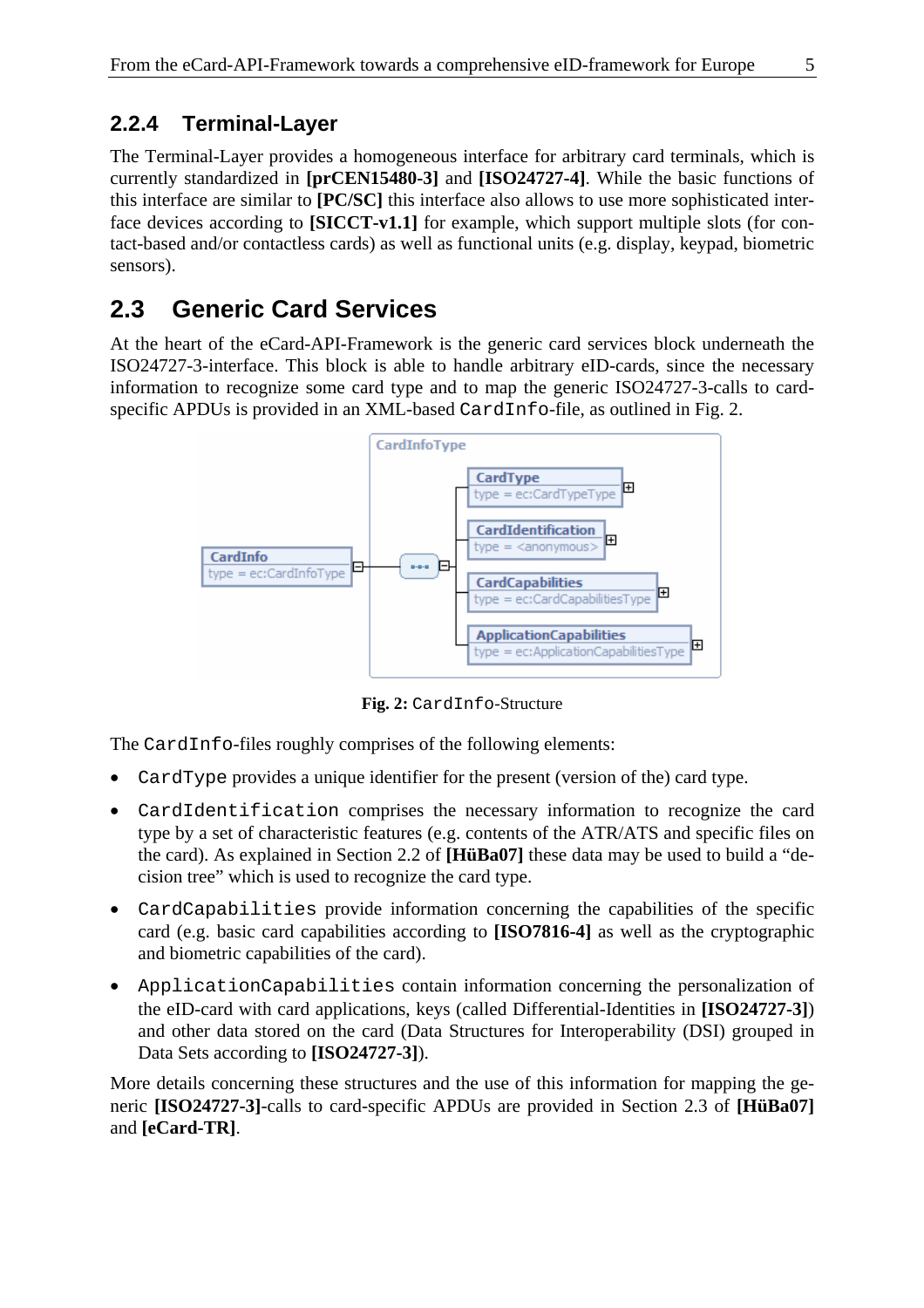### 2.2.4 Terminal-Layer

The Terminal-Layer provides a homogeneous interface for arbitrary card terminals, which is currently standardized in **[prCEN15480-3]** and **[ISO24727-4]**. While the basic functions of this interface are similar to **[PC/SC]** this interface also allows to use more sophisticated interface devices according to **[SICCT-v1.1]** for example, which support multiple slots (for contact-based and/or contactless cards) as well as functional units (e.g. display, keypad, biometric sensors).

## 2.3 Generic Card Services

At the heart of the eCard-API-Framework is the generic card services block underneath the ISO24727-3-interface. This block is able to handle arbitrary eID-cards, since the necessary information to recognize some card type and to map the generic ISO24727-3-calls to card-specific APDUs is provided in an XML-based `CardInfo`-file, as outlined in Fig. 2.

**Fig. 2:** `CardInfo`-Structure

The `CardInfo`-files roughly comprises of the following elements:

- `CardType` provides a unique identifier for the present (version of the) card type.
- `CardIdentification` comprises the necessary information to recognize the card type by a set of characteristic features (e.g. contents of the ATR/ATS and specific files on the card). As explained in Section 2.2 of **[HüBa07]** these data may be used to build a "decision tree" which is used to recognize the card type.
- `CardCapabilities` provide information concerning the capabilities of the specific card (e.g. basic card capabilities according to **[ISO7816-4]** as well as the cryptographic and biometric capabilities of the card).
- `ApplicationCapabilities` contain information concerning the personalization of the eID-card with card applications, keys (called Differential-Identities in **[ISO24727-3]**) and other data stored on the card (Data Structures for Interoperability (DSI) grouped in Data Sets according to **[ISO24727-3]**).

More details concerning these structures and the use of this information for mapping the generic **[ISO24727-3]**-calls to card-specific APDUs are provided in Section 2.3 of **[HüBa07]** and **[eCard-TR]**.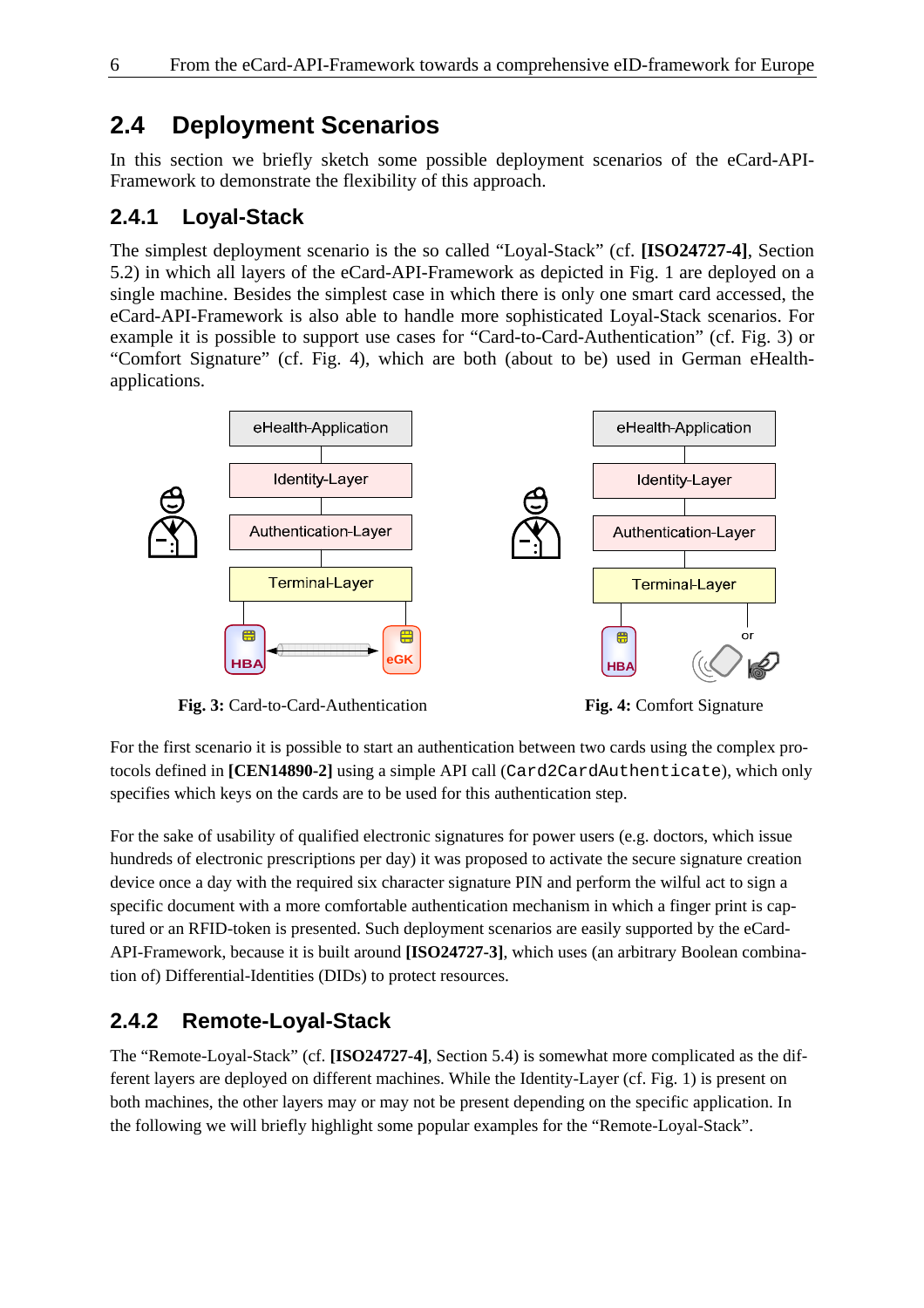## 2.4 Deployment Scenarios

In this section we briefly sketch some possible deployment scenarios of the eCard-API-Framework to demonstrate the flexibility of this approach.

### 2.4.1 Loyal-Stack

The simplest deployment scenario is the so called "Loyal-Stack" (cf. **[ISO24727-4]**, Section 5.2) in which all layers of the eCard-API-Framework as depicted in Fig. 1 are deployed on a single machine. Besides the simplest case in which there is only one smart card accessed, the eCard-API-Framework is also able to handle more sophisticated Loyal-Stack scenarios. For example it is possible to support use cases for "Card-to-Card-Authentication" (cf. Fig. 3) or "Comfort Signature" (cf. Fig. 4), which are both (about to be) used in German eHealth-applications.

**Fig. 3:** Card-to-Card-Authentication

**Fig. 4:** Comfort Signature

For the first scenario it is possible to start an authentication between two cards using the complex protocols defined in **[CEN14890-2]** using a simple API call (`Card2CardAuthenticate`), which only specifies which keys on the cards are to be used for this authentication step.

For the sake of usability of qualified electronic signatures for power users (e.g. doctors, which issue hundreds of electronic prescriptions per day) it was proposed to activate the secure signature creation device once a day with the required six character signature PIN and perform the wilful act to sign a specific document with a more comfortable authentication mechanism in which a finger print is captured or an RFID-token is presented. Such deployment scenarios are easily supported by the eCard-API-Framework, because it is built around **[ISO24727-3]**, which uses (an arbitrary Boolean combination of) Differential-Identities (DIDs) to protect resources.

### 2.4.2 Remote-Loyal-Stack

The "Remote-Loyal-Stack" (cf. **[ISO24727-4]**, Section 5.4) is somewhat more complicated as the different layers are deployed on different machines. While the Identity-Layer (cf. Fig. 1) is present on both machines, the other layers may or may not be present depending on the specific application. In the following we will briefly highlight some popular examples for the "Remote-Loyal-Stack".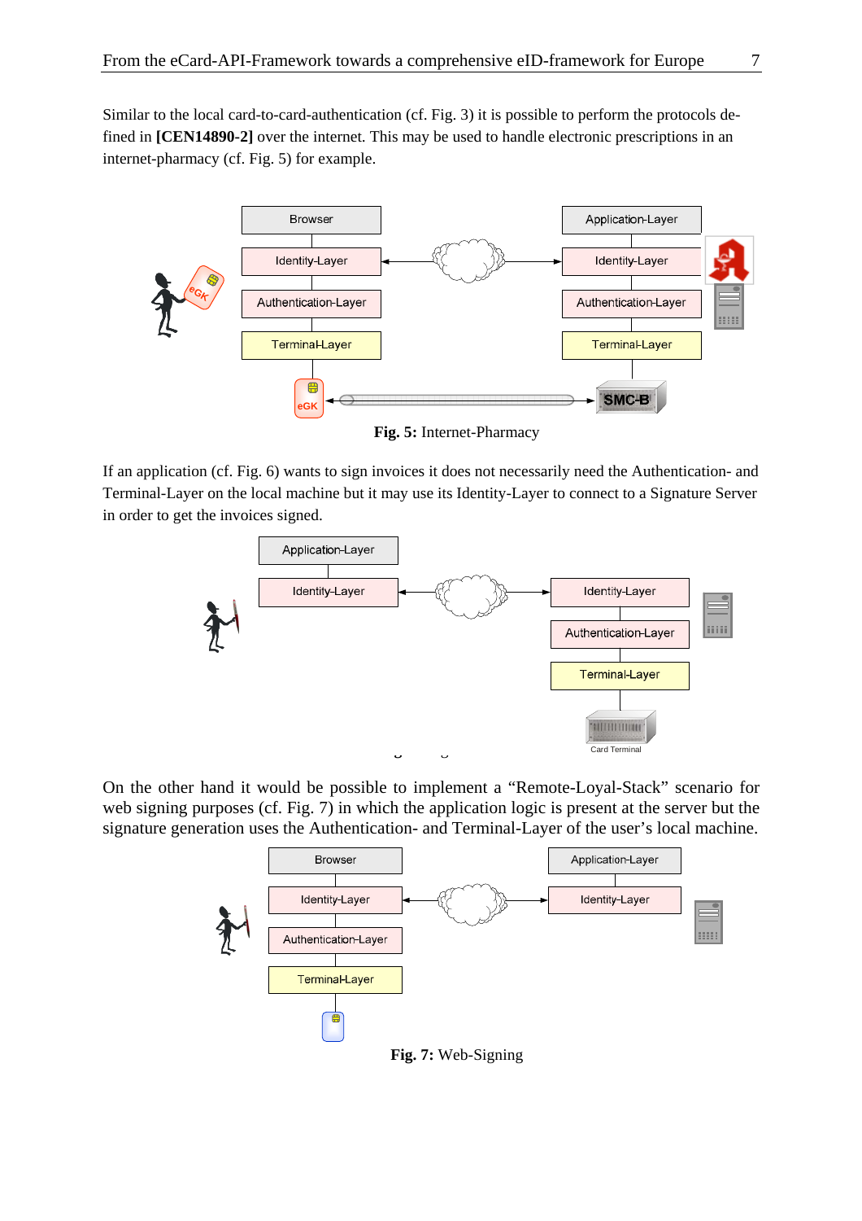Similar to the local card-to-card-authentication (cf. Fig. 3) it is possible to perform the protocols defined in **[CEN14890-2]** over the internet. This may be used to handle electronic prescriptions in an internet-pharmacy (cf. Fig. 5) for example.

**Fig. 5:** Internet-Pharmacy

If an application (cf. Fig. 6) wants to sign invoices it does not necessarily need the Authentication- and Terminal-Layer on the local machine but it may use its Identity-Layer to connect to a Signature Server in order to get the invoices signed.

On the other hand it would be possible to implement a "Remote-Loyal-Stack" scenario for web signing purposes (cf. Fig. 7) in which the application logic is present at the server but the signature generation uses the Authentication- and Terminal-Layer of the user's local machine.

**Fig. 7:** Web-Signing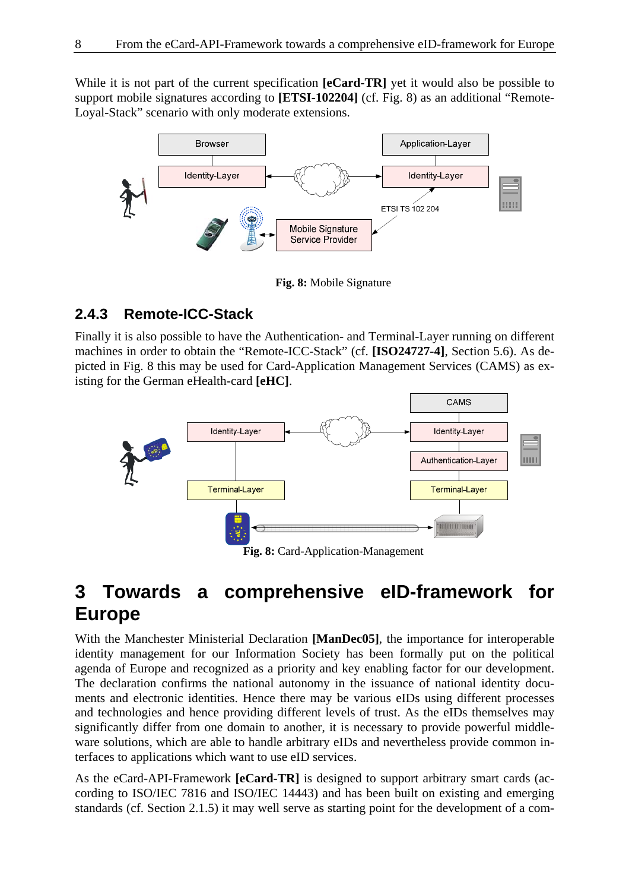While it is not part of the current specification **[eCard-TR]** yet it would also be possible to support mobile signatures according to **[ETSI-102204]** (cf. Fig. 8) as an additional "Remote-Loyal-Stack" scenario with only moderate extensions.

**Fig. 8:** Mobile Signature

### 2.4.3 Remote-ICC-Stack

Finally it is also possible to have the Authentication- and Terminal-Layer running on different machines in order to obtain the "Remote-ICC-Stack" (cf. **[ISO24727-4]**, Section 5.6). As depicted in Fig. 8 this may be used for Card-Application Management Services (CAMS) as existing for the German eHealth-card **[eHC]**.

**Fig. 8:** Card-Application-Management

# 3 Towards a comprehensive eID-framework for Europe

With the Manchester Ministerial Declaration **[ManDec05]**, the importance for interoperable identity management for our Information Society has been formally put on the political agenda of Europe and recognized as a priority and key enabling factor for our development. The declaration confirms the national autonomy in the issuance of national identity documents and electronic identities. Hence there may be various eIDs using different processes and technologies and hence providing different levels of trust. As the eIDs themselves may significantly differ from one domain to another, it is necessary to provide powerful middleware solutions, which are able to handle arbitrary eIDs and nevertheless provide common interfaces to applications which want to use eID services.

As the eCard-API-Framework **[eCard-TR]** is designed to support arbitrary smart cards (according to ISO/IEC 7816 and ISO/IEC 14443) and has been built on existing and emerging standards (cf. Section 2.1.5) it may well serve as starting point for the development of a com-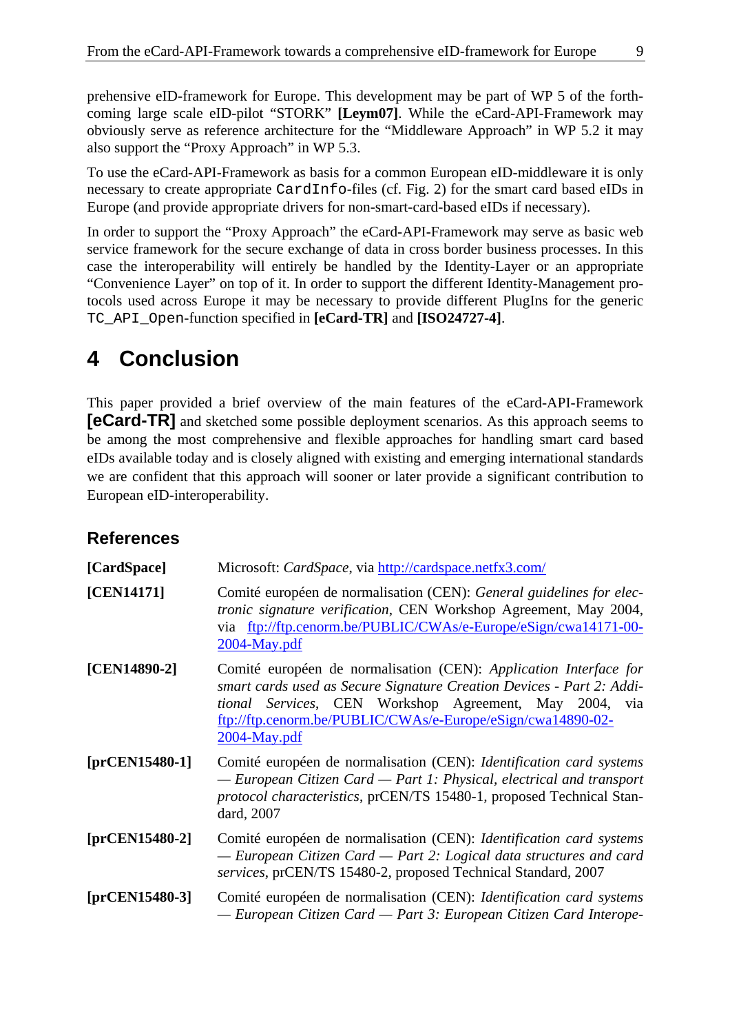prehensive eID-framework for Europe. This development may be part of WP 5 of the forthcoming large scale eID-pilot "STORK" **[Leym07]**. While the eCard-API-Framework may obviously serve as reference architecture for the "Middleware Approach" in WP 5.2 it may also support the "Proxy Approach" in WP 5.3.

To use the eCard-API-Framework as basis for a common European eID-middleware it is only necessary to create appropriate `CardInfo`-files (cf. Fig. 2) for the smart card based eIDs in Europe (and provide appropriate drivers for non-smart-card-based eIDs if necessary).

In order to support the "Proxy Approach" the eCard-API-Framework may serve as basic web service framework for the secure exchange of data in cross border business processes. In this case the interoperability will entirely be handled by the Identity-Layer or an appropriate "Convenience Layer" on top of it. In order to support the different Identity-Management protocols used across Europe it may be necessary to provide different PlugIns for the generic `TC_API_Open`-function specified in **[eCard-TR]** and **[ISO24727-4]**.

# 4 Conclusion

This paper provided a brief overview of the main features of the eCard-API-Framework **[eCard-TR]** and sketched some possible deployment scenarios. As this approach seems to be among the most comprehensive and flexible approaches for handling smart card based eIDs available today and is closely aligned with existing and emerging international standards we are confident that this approach will sooner or later provide a significant contribution to European eID-interoperability.

## References

**[CardSpace]** Microsoft: *CardSpace*, via http://cardspace.netfx3.com/

**[CEN14171]** Comité européen de normalisation (CEN): *General guidelines for electronic signature verification*, CEN Workshop Agreement, May 2004, via ftp://ftp.cenorm.be/PUBLIC/CWAs/e-Europe/eSign/cwa14171-00-2004-May.pdf

**[CEN14890-2]** Comité européen de normalisation (CEN): *Application Interface for smart cards used as Secure Signature Creation Devices - Part 2: Additional Services*, CEN Workshop Agreement, May 2004, via ftp://ftp.cenorm.be/PUBLIC/CWAs/e-Europe/eSign/cwa14890-02-2004-May.pdf

**[prCEN15480-1]** Comité européen de normalisation (CEN): *Identification card systems — European Citizen Card — Part 1: Physical, electrical and transport protocol characteristics*, prCEN/TS 15480-1, proposed Technical Standard, 2007

**[prCEN15480-2]** Comité européen de normalisation (CEN): *Identification card systems — European Citizen Card — Part 2: Logical data structures and card services*, prCEN/TS 15480-2, proposed Technical Standard, 2007

**[prCEN15480-3]** Comité européen de normalisation (CEN): *Identification card systems — European Citizen Card — Part 3: European Citizen Card Interope-*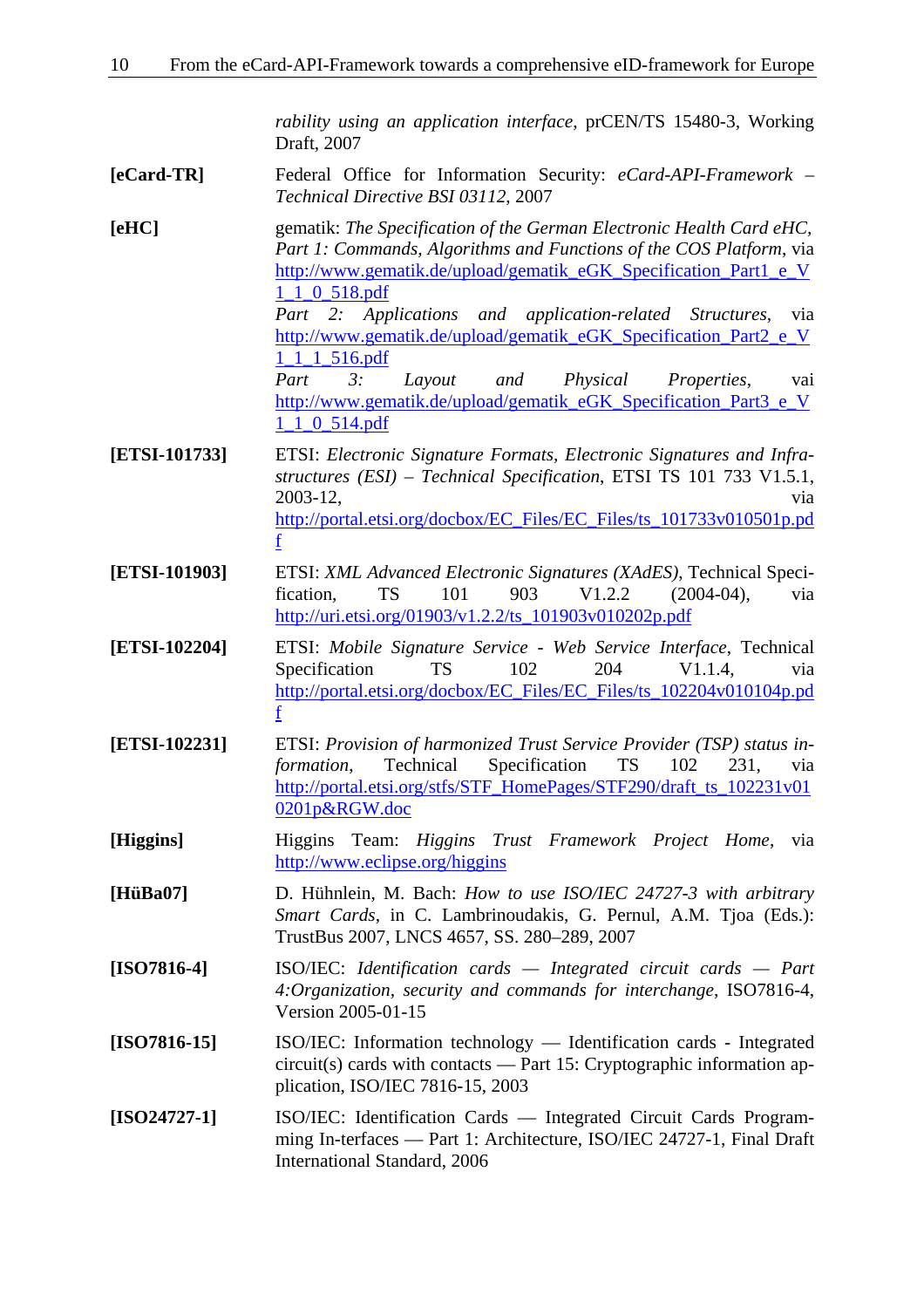*rability using an application interface*, prCEN/TS 15480-3, Working Draft, 2007

**[eCard-TR]** Federal Office for Information Security: *eCard-API-Framework – Technical Directive BSI 03112*, 2007

**[eHC]** gematik: *The Specification of the German Electronic Health Card eHC, Part 1: Commands, Algorithms and Functions of the COS Platform*, via http://www.gematik.de/upload/gematik_eGK_Specification_Part1_e_V1_1_0_518.pdf
*Part 2: Applications and application-related Structures*, via http://www.gematik.de/upload/gematik_eGK_Specification_Part2_e_V1_1_1_516.pdf
*Part 3: Layout and Physical Properties*, vai http://www.gematik.de/upload/gematik_eGK_Specification_Part3_e_V1_1_0_514.pdf

**[ETSI-101733]** ETSI: *Electronic Signature Formats, Electronic Signatures and Infrastructures (ESI) – Technical Specification*, ETSI TS 101 733 V1.5.1, 2003-12, via http://portal.etsi.org/docbox/EC_Files/EC_Files/ts_101733v010501p.pdf

**[ETSI-101903]** ETSI: *XML Advanced Electronic Signatures (XAdES)*, Technical Specification, TS 101 903 V1.2.2 (2004-04), via http://uri.etsi.org/01903/v1.2.2/ts_101903v010202p.pdf

**[ETSI-102204]** ETSI: *Mobile Signature Service - Web Service Interface*, Technical Specification TS 102 204 V1.1.4, via http://portal.etsi.org/docbox/EC_Files/EC_Files/ts_102204v010104p.pdf

**[ETSI-102231]** ETSI: *Provision of harmonized Trust Service Provider (TSP) status information*, Technical Specification TS 102 231, via http://portal.etsi.org/stfs/STF_HomePages/STF290/draft_ts_102231v010201p&RGW.doc

**[Higgins]** Higgins Team: *Higgins Trust Framework Project Home*, via http://www.eclipse.org/higgins

**[HüBa07]** D. Hühnlein, M. Bach: *How to use ISO/IEC 24727-3 with arbitrary Smart Cards*, in C. Lambrinoudakis, G. Pernul, A.M. Tjoa (Eds.): TrustBus 2007, LNCS 4657, SS. 280–289, 2007

**[ISO7816-4]** ISO/IEC: *Identification cards — Integrated circuit cards — Part 4:Organization, security and commands for interchange*, ISO7816-4, Version 2005-01-15

**[ISO7816-15]** ISO/IEC: Information technology — Identification cards - Integrated circuit(s) cards with contacts — Part 15: Cryptographic information application, ISO/IEC 7816-15, 2003

**[ISO24727-1]** ISO/IEC: Identification Cards — Integrated Circuit Cards Programming In-terfaces — Part 1: Architecture, ISO/IEC 24727-1, Final Draft International Standard, 2006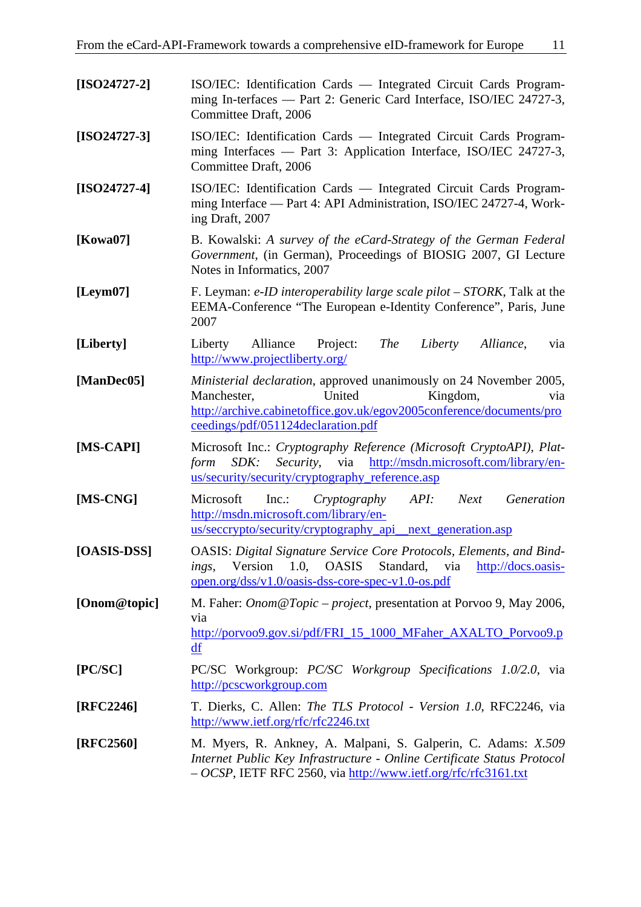**[ISO24727-2]** ISO/IEC: Identification Cards — Integrated Circuit Cards Programming In-terfaces — Part 2: Generic Card Interface, ISO/IEC 24727-3, Committee Draft, 2006

**[ISO24727-3]** ISO/IEC: Identification Cards — Integrated Circuit Cards Programming Interfaces — Part 3: Application Interface, ISO/IEC 24727-3, Committee Draft, 2006

**[ISO24727-4]** ISO/IEC: Identification Cards — Integrated Circuit Cards Programming Interface — Part 4: API Administration, ISO/IEC 24727-4, Working Draft, 2007

**[Kowa07]** B. Kowalski: *A survey of the eCard-Strategy of the German Federal Government*, (in German), Proceedings of BIOSIG 2007, GI Lecture Notes in Informatics, 2007

**[Leym07]** F. Leyman: *e-ID interoperability large scale pilot – STORK*, Talk at the EEMA-Conference "The European e-Identity Conference", Paris, June 2007

**[Liberty]** Liberty Alliance Project: *The Liberty Alliance*, via http://www.projectliberty.org/

**[ManDec05]** *Ministerial declaration*, approved unanimously on 24 November 2005, Manchester, United Kingdom, via http://archive.cabinetoffice.gov.uk/egov2005conference/documents/proceedings/pdf/051124declaration.pdf

**[MS-CAPI]** Microsoft Inc.: *Cryptography Reference (Microsoft CryptoAPI), Platform SDK: Security*, via http://msdn.microsoft.com/library/en-us/security/security/cryptography_reference.asp

**[MS-CNG]** Microsoft Inc.: *Cryptography API: Next Generation* http://msdn.microsoft.com/library/en-us/seccrypto/security/cryptography_api__next_generation.asp

**[OASIS-DSS]** OASIS: *Digital Signature Service Core Protocols, Elements, and Bindings*, Version 1.0, OASIS Standard, via http://docs.oasis-open.org/dss/v1.0/oasis-dss-core-spec-v1.0-os.pdf

**[Onom@topic]** M. Faher: *Onom@Topic – project*, presentation at Porvoo 9, May 2006, via http://porvoo9.gov.si/pdf/FRI_15_1000_MFaher_AXALTO_Porvoo9.pdf

**[PC/SC]** PC/SC Workgroup: *PC/SC Workgroup Specifications 1.0/2.0*, via http://pcscworkgroup.com

**[RFC2246]** T. Dierks, C. Allen: *The TLS Protocol - Version 1.0*, RFC2246, via http://www.ietf.org/rfc/rfc2246.txt

**[RFC2560]** M. Myers, R. Ankney, A. Malpani, S. Galperin, C. Adams: *X.509 Internet Public Key Infrastructure - Online Certificate Status Protocol – OCSP*, IETF RFC 2560, via http://www.ietf.org/rfc/rfc3161.txt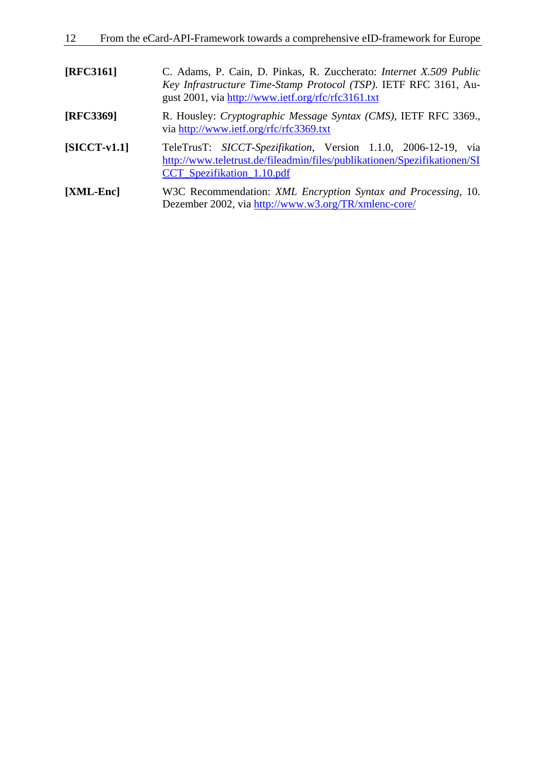**[RFC3161]** C. Adams, P. Cain, D. Pinkas, R. Zuccherato: *Internet X.509 Public Key Infrastructure Time-Stamp Protocol (TSP)*. IETF RFC 3161, August 2001, via http://www.ietf.org/rfc/rfc3161.txt

**[RFC3369]** R. Housley: *Cryptographic Message Syntax (CMS)*, IETF RFC 3369., via http://www.ietf.org/rfc/rfc3369.txt

**[SICCT-v1.1]** TeleTrusT: *SICCT-Spezifikation*, Version 1.1.0, 2006-12-19, via http://www.teletrust.de/fileadmin/files/publikationen/Spezifikationen/SICCT_Spezifikation_1.10.pdf

**[XML-Enc]** W3C Recommendation: *XML Encryption Syntax and Processing*, 10. Dezember 2002, via http://www.w3.org/TR/xmlenc-core/